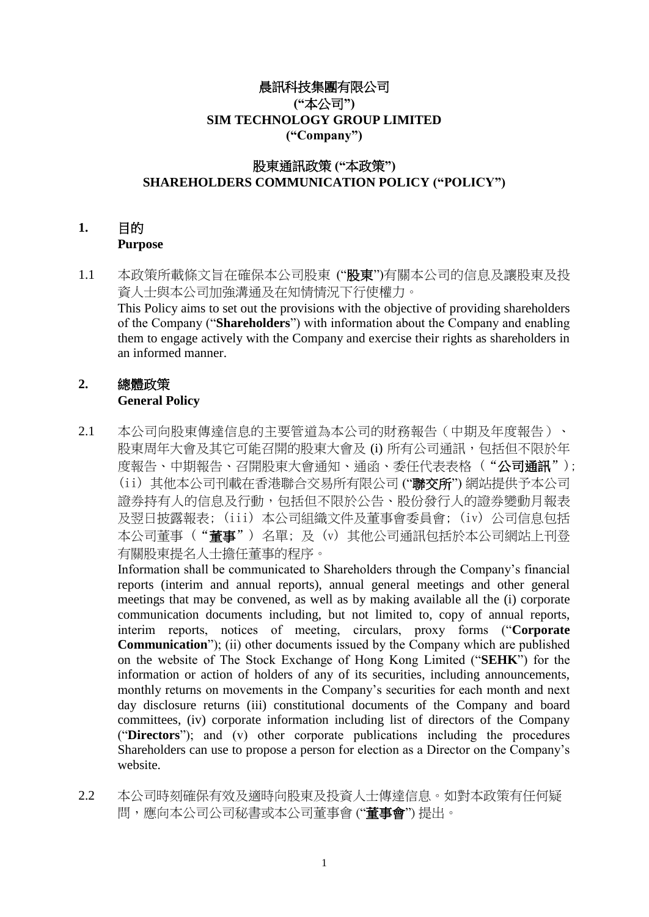# 晨訊科技集團有限公司
# ("本公司")
# SIM TECHNOLOGY GROUP LIMITED
# ("Company")

## 股東通訊政策 ("本政策")
## SHAREHOLDERS COMMUNICATION POLICY ("POLICY")

### 1. 目的
### Purpose

1.1 本政策所載條文旨在確保本公司股東 ("**股東**")有關本公司的信息及讓股東及投資人士與本公司加強溝通及在知情情況下行使權力。
This Policy aims to set out the provisions with the objective of providing shareholders of the Company ("**Shareholders**") with information about the Company and enabling them to engage actively with the Company and exercise their rights as shareholders in an informed manner.

### 2. 總體政策
### General Policy

2.1 本公司向股東傳達信息的主要管道為本公司的財務報告（中期及年度報告）、股東周年大會及其它可能召開的股東大會及 (i) 所有公司通訊，包括但不限於年度報告、中期報告、召開股東大會通知、通函、委任代表表格（"**公司通訊**"）；（iii）其他本公司刊載在香港聯合交易所有限公司 ("**聯交所**") 網站提供予本公司證券持有人的信息及行動，包括但不限於公告、股份發行人的證券變動月報表及翌日披露報表；（iii）本公司組織文件及董事會委員會；（iv）公司信息包括本公司董事（"**董事**"）名單；及（v）其他公司通訊包括於本公司網站上刊登有關股東提名人士擔任董事的程序。
Information shall be communicated to Shareholders through the Company's financial reports (interim and annual reports), annual general meetings and other general meetings that may be convened, as well as by making available all the (i) corporate communication documents including, but not limited to, copy of annual reports, interim reports, notices of meeting, circulars, proxy forms ("**Corporate Communication**"); (ii) other documents issued by the Company which are published on the website of The Stock Exchange of Hong Kong Limited ("**SEHK**") for the information or action of holders of any of its securities, including announcements, monthly returns on movements in the Company's securities for each month and next day disclosure returns (iii) constitutional documents of the Company and board committees, (iv) corporate information including list of directors of the Company ("**Directors**"); and (v) other corporate publications including the procedures Shareholders can use to propose a person for election as a Director on the Company's website.

2.2 本公司時刻確保有效及適時向股東及投資人士傳達信息。如對本政策有任何疑問，應向本公司公司秘書或本公司董事會 ("**董事會**") 提出。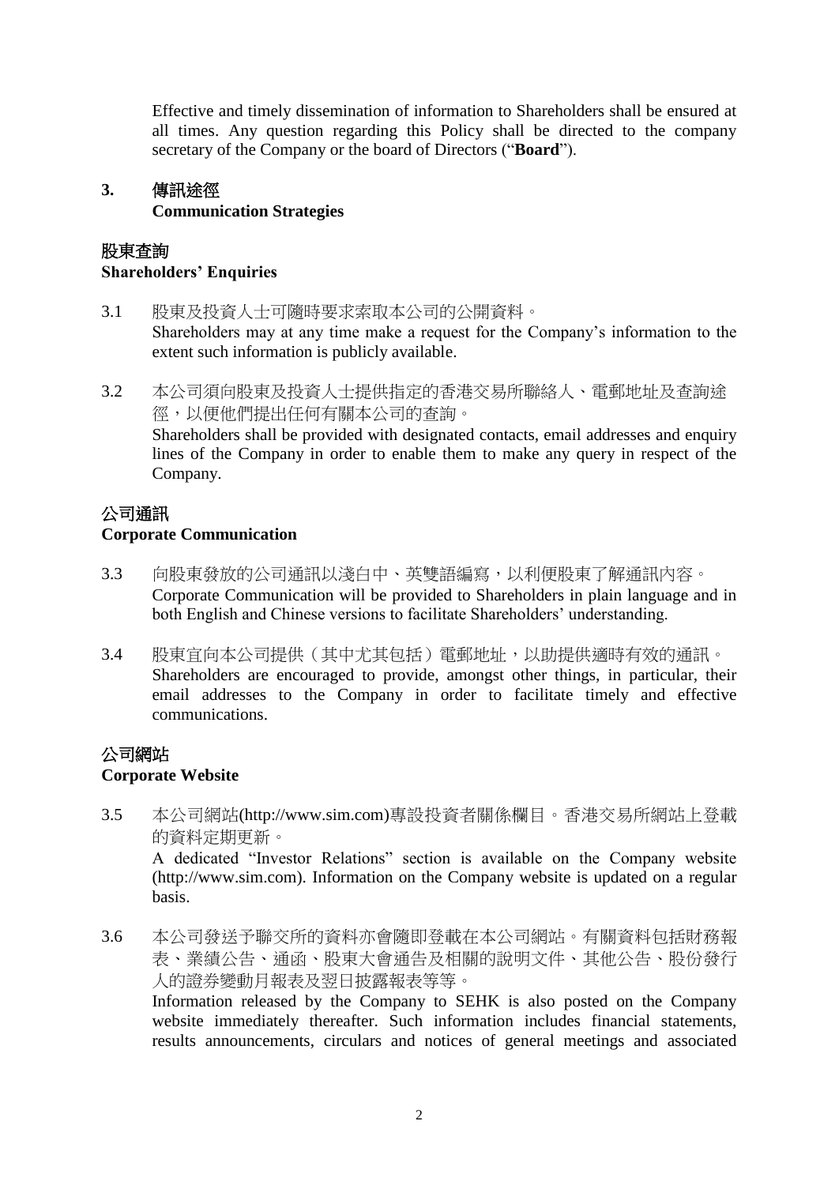Effective and timely dissemination of information to Shareholders shall be ensured at all times. Any question regarding this Policy shall be directed to the company secretary of the Company or the board of Directors ("**Board**").

## 3. 傳訊途徑
**Communication Strategies**

### 股東查詢
**Shareholders' Enquiries**

3.1 股東及投資人士可隨時要求索取本公司的公開資料。
Shareholders may at any time make a request for the Company's information to the extent such information is publicly available.

3.2 本公司須向股東及投資人士提供指定的香港交易所聯絡人、電郵地址及查詢途徑，以便他們提出任何有關本公司的查詢。
Shareholders shall be provided with designated contacts, email addresses and enquiry lines of the Company in order to enable them to make any query in respect of the Company.

### 公司通訊
**Corporate Communication**

3.3 向股東發放的公司通訊以淺白中、英雙語編寫，以利便股東了解通訊內容。
Corporate Communication will be provided to Shareholders in plain language and in both English and Chinese versions to facilitate Shareholders' understanding.

3.4 股東宜向本公司提供（其中尤其包括）電郵地址，以助提供適時有效的通訊。
Shareholders are encouraged to provide, amongst other things, in particular, their email addresses to the Company in order to facilitate timely and effective communications.

### 公司網站
**Corporate Website**

3.5 本公司網站(http://www.sim.com)專設投資者關係欄目。香港交易所網站上登載的資料定期更新。
A dedicated "Investor Relations" section is available on the Company website (http://www.sim.com). Information on the Company website is updated on a regular basis.

3.6 本公司發送予聯交所的資料亦會隨即登載在本公司網站。有關資料包括財務報表、業績公告、通函、股東大會通告及相關的說明文件、其他公告、股份發行人的證券變動月報表及翌日披露報表等等。
Information released by the Company to SEHK is also posted on the Company website immediately thereafter. Such information includes financial statements, results announcements, circulars and notices of general meetings and associated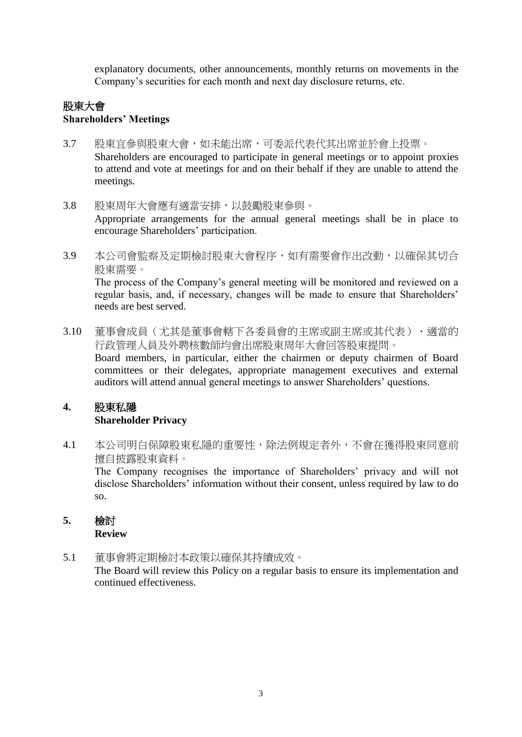explanatory documents, other announcements, monthly returns on movements in the Company's securities for each month and next day disclosure returns, etc.

### 股東大會
**Shareholders' Meetings**

3.7 股東宜參與股東大會，如未能出席，可委派代表代其出席並於會上投票。
Shareholders are encouraged to participate in general meetings or to appoint proxies to attend and vote at meetings for and on their behalf if they are unable to attend the meetings.

3.8 股東周年大會應有適當安排，以鼓勵股東參與。
Appropriate arrangements for the annual general meetings shall be in place to encourage Shareholders' participation.

3.9 本公司會監察及定期檢討股東大會程序，如有需要會作出改動，以確保其切合股東需要。
The process of the Company's general meeting will be monitored and reviewed on a regular basis, and, if necessary, changes will be made to ensure that Shareholders' needs are best served.

3.10 董事會成員（尤其是董事會轄下各委員會的主席或副主席或其代表）、適當的行政管理人員及外聘核數師均會出席股東周年大會回答股東提問。
Board members, in particular, either the chairmen or deputy chairmen of Board committees or their delegates, appropriate management executives and external auditors will attend annual general meetings to answer Shareholders' questions.

## 4. 股東私隱
**Shareholder Privacy**

4.1 本公司明白保障股東私隱的重要性，除法例規定者外，不會在獲得股東同意前擅自披露股東資料。
The Company recognises the importance of Shareholders' privacy and will not disclose Shareholders' information without their consent, unless required by law to do so.

## 5. 檢討
**Review**

5.1 董事會將定期檢討本政策以確保其持續成效。
The Board will review this Policy on a regular basis to ensure its implementation and continued effectiveness.